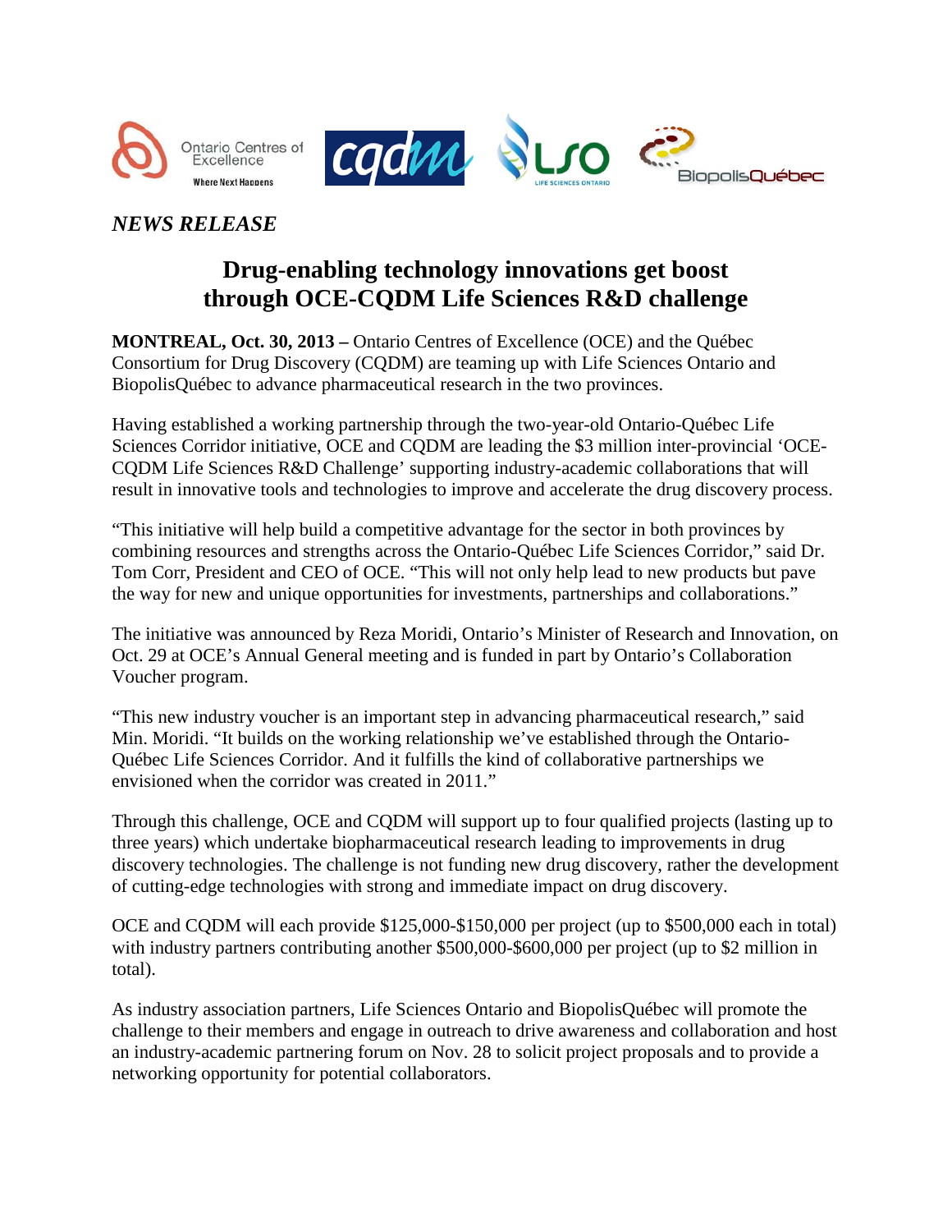*NEWS RELEASE*

# Drug-enabling technology innovations get boost through OCE-CQDM Life Sciences R&D challenge

**MONTREAL, Oct. 30, 2013 –** Ontario Centres of Excellence (OCE) and the Québec Consortium for Drug Discovery (CQDM) are teaming up with Life Sciences Ontario and BiopolisQuébec to advance pharmaceutical research in the two provinces.

Having established a working partnership through the two-year-old Ontario-Québec Life Sciences Corridor initiative, OCE and CQDM are leading the $3 million inter-provincial 'OCE-CQDM Life Sciences R&D Challenge' supporting industry-academic collaborations that will result in innovative tools and technologies to improve and accelerate the drug discovery process.

"This initiative will help build a competitive advantage for the sector in both provinces by combining resources and strengths across the Ontario-Québec Life Sciences Corridor," said Dr. Tom Corr, President and CEO of OCE. "This will not only help lead to new products but pave the way for new and unique opportunities for investments, partnerships and collaborations."

The initiative was announced by Reza Moridi, Ontario's Minister of Research and Innovation, on Oct. 29 at OCE's Annual General meeting and is funded in part by Ontario's Collaboration Voucher program.

"This new industry voucher is an important step in advancing pharmaceutical research," said Min. Moridi. "It builds on the working relationship we've established through the Ontario-Québec Life Sciences Corridor. And it fulfills the kind of collaborative partnerships we envisioned when the corridor was created in 2011."

Through this challenge, OCE and CQDM will support up to four qualified projects (lasting up to three years) which undertake biopharmaceutical research leading to improvements in drug discovery technologies. The challenge is not funding new drug discovery, rather the development of cutting-edge technologies with strong and immediate impact on drug discovery.

OCE and CQDM will each provide $125,000-$150,000 per project (up to $500,000 each in total) with industry partners contributing another $500,000-$600,000 per project (up to $2 million in total).

As industry association partners, Life Sciences Ontario and BiopolisQuébec will promote the challenge to their members and engage in outreach to drive awareness and collaboration and host an industry-academic partnering forum on Nov. 28 to solicit project proposals and to provide a networking opportunity for potential collaborators.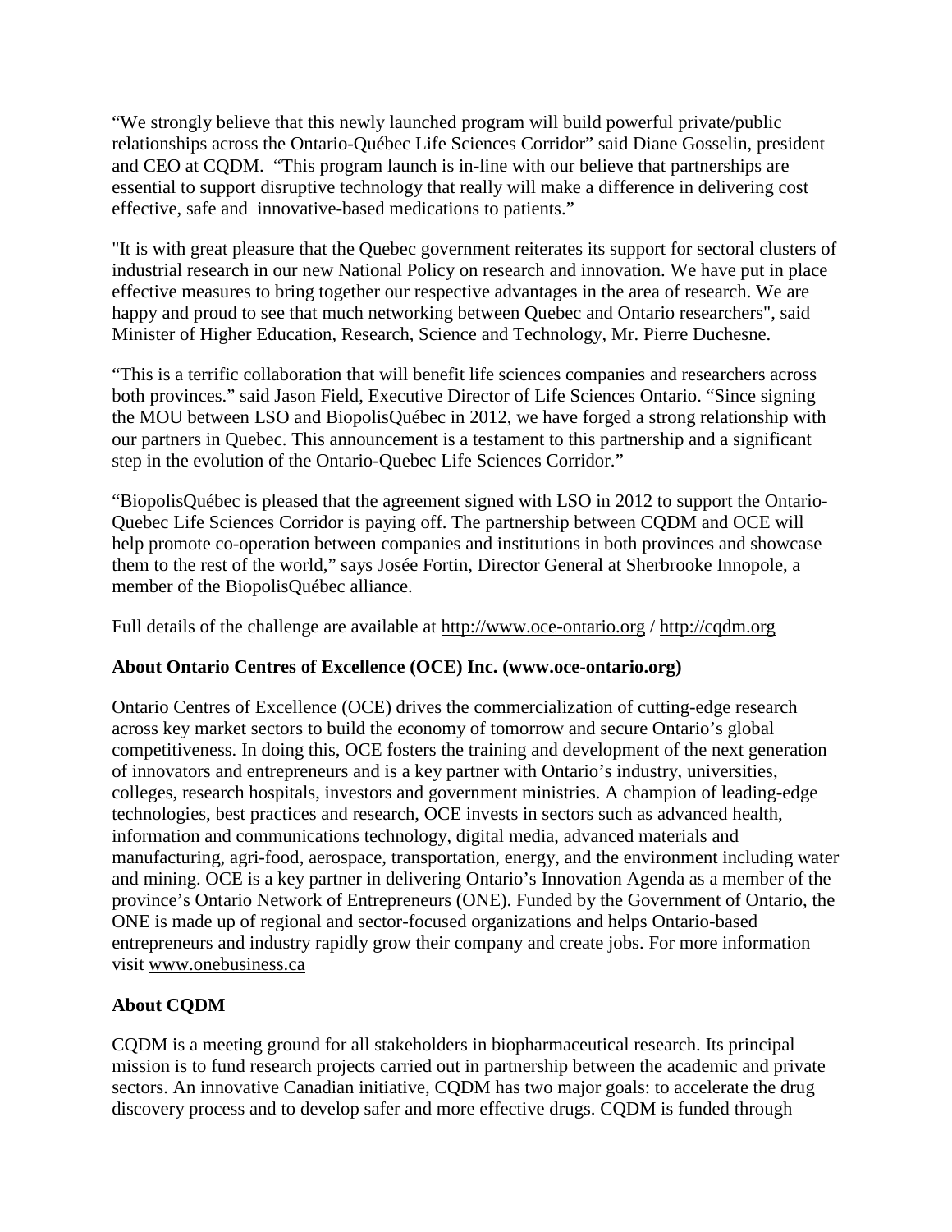"We strongly believe that this newly launched program will build powerful private/public relationships across the Ontario-Québec Life Sciences Corridor" said Diane Gosselin, president and CEO at CQDM. "This program launch is in-line with our believe that partnerships are essential to support disruptive technology that really will make a difference in delivering cost effective, safe and innovative-based medications to patients."

"It is with great pleasure that the Quebec government reiterates its support for sectoral clusters of industrial research in our new National Policy on research and innovation. We have put in place effective measures to bring together our respective advantages in the area of research. We are happy and proud to see that much networking between Quebec and Ontario researchers", said Minister of Higher Education, Research, Science and Technology, Mr. Pierre Duchesne.

"This is a terrific collaboration that will benefit life sciences companies and researchers across both provinces." said Jason Field, Executive Director of Life Sciences Ontario. "Since signing the MOU between LSO and BiopolisQuébec in 2012, we have forged a strong relationship with our partners in Quebec. This announcement is a testament to this partnership and a significant step in the evolution of the Ontario-Quebec Life Sciences Corridor."

"BiopolisQuébec is pleased that the agreement signed with LSO in 2012 to support the Ontario-Quebec Life Sciences Corridor is paying off. The partnership between CQDM and OCE will help promote co-operation between companies and institutions in both provinces and showcase them to the rest of the world," says Josée Fortin, Director General at Sherbrooke Innopole, a member of the BiopolisQuébec alliance.

Full details of the challenge are available at http://www.oce-ontario.org / http://cqdm.org

**About Ontario Centres of Excellence (OCE) Inc. (www.oce-ontario.org)**

Ontario Centres of Excellence (OCE) drives the commercialization of cutting-edge research across key market sectors to build the economy of tomorrow and secure Ontario's global competitiveness. In doing this, OCE fosters the training and development of the next generation of innovators and entrepreneurs and is a key partner with Ontario's industry, universities, colleges, research hospitals, investors and government ministries. A champion of leading-edge technologies, best practices and research, OCE invests in sectors such as advanced health, information and communications technology, digital media, advanced materials and manufacturing, agri-food, aerospace, transportation, energy, and the environment including water and mining. OCE is a key partner in delivering Ontario's Innovation Agenda as a member of the province's Ontario Network of Entrepreneurs (ONE). Funded by the Government of Ontario, the ONE is made up of regional and sector-focused organizations and helps Ontario-based entrepreneurs and industry rapidly grow their company and create jobs. For more information visit www.onebusiness.ca

**About CQDM**

CQDM is a meeting ground for all stakeholders in biopharmaceutical research. Its principal mission is to fund research projects carried out in partnership between the academic and private sectors. An innovative Canadian initiative, CQDM has two major goals: to accelerate the drug discovery process and to develop safer and more effective drugs. CQDM is funded through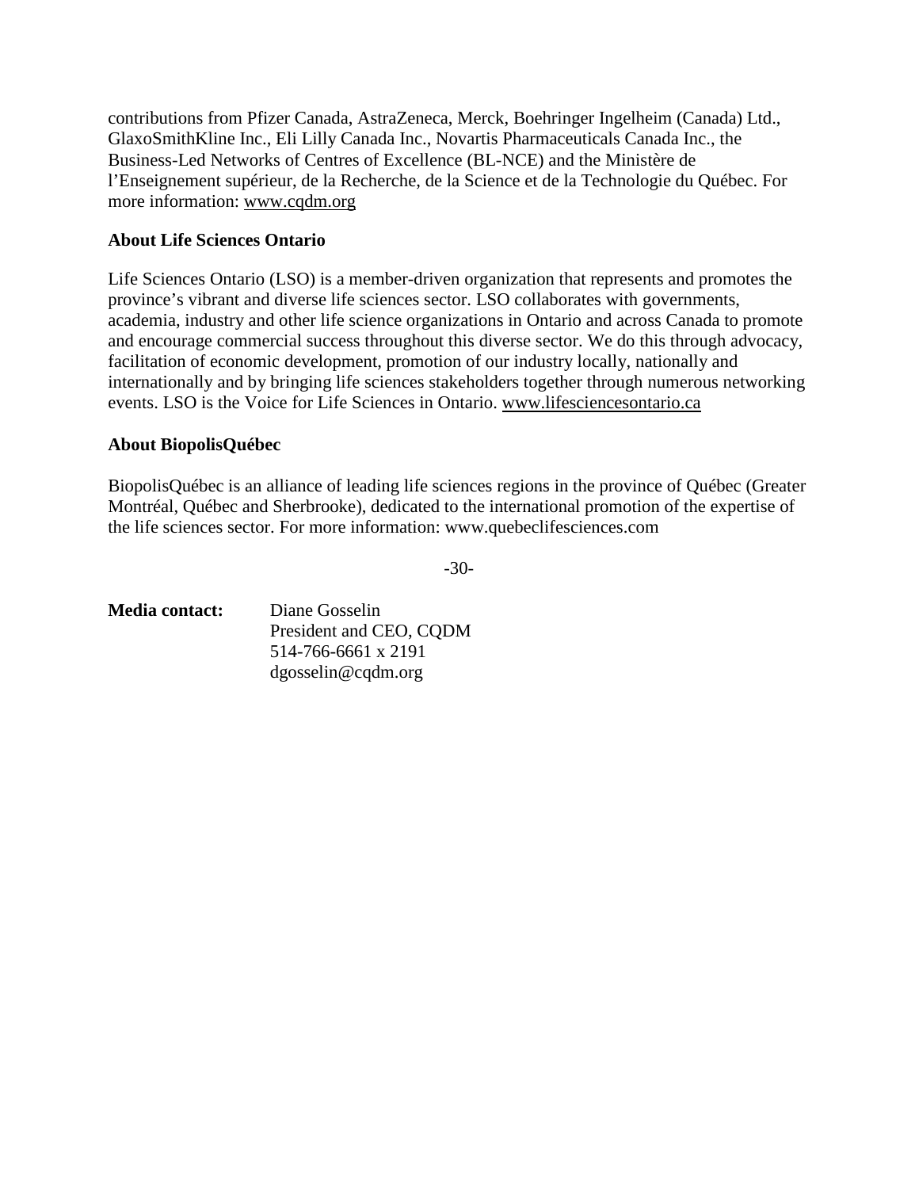contributions from Pfizer Canada, AstraZeneca, Merck, Boehringer Ingelheim (Canada) Ltd., GlaxoSmithKline Inc., Eli Lilly Canada Inc., Novartis Pharmaceuticals Canada Inc., the Business-Led Networks of Centres of Excellence (BL-NCE) and the Ministère de l'Enseignement supérieur, de la Recherche, de la Science et de la Technologie du Québec. For more information: www.cqdm.org

**About Life Sciences Ontario**

Life Sciences Ontario (LSO) is a member-driven organization that represents and promotes the province's vibrant and diverse life sciences sector. LSO collaborates with governments, academia, industry and other life science organizations in Ontario and across Canada to promote and encourage commercial success throughout this diverse sector. We do this through advocacy, facilitation of economic development, promotion of our industry locally, nationally and internationally and by bringing life sciences stakeholders together through numerous networking events. LSO is the Voice for Life Sciences in Ontario. www.lifesciencesontario.ca

**About BiopolisQuébec**

BiopolisQuébec is an alliance of leading life sciences regions in the province of Québec (Greater Montréal, Québec and Sherbrooke), dedicated to the international promotion of the expertise of the life sciences sector. For more information: www.quebeclifesciences.com

-30-

**Media contact:** Diane Gosselin
President and CEO, CQDM
514-766-6661 x 2191
dgosselin@cqdm.org